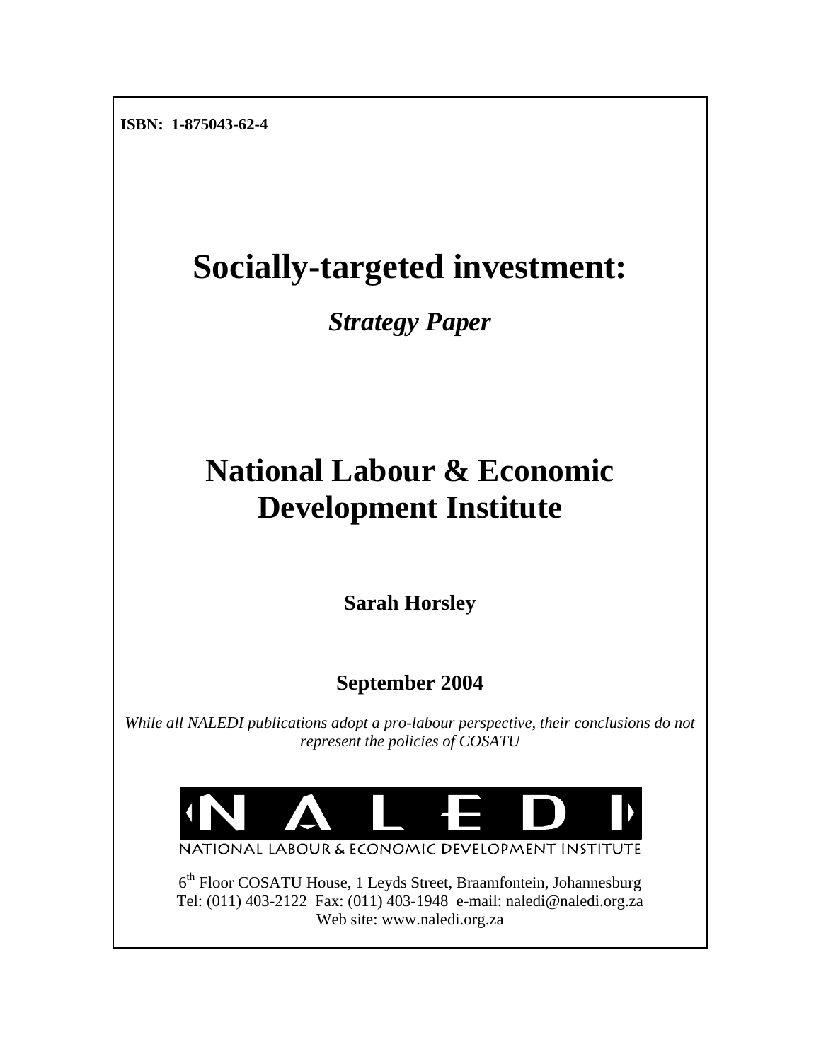**ISBN: 1-875043-62-4**

# Socially-targeted investment:

## *Strategy Paper*

# National Labour & Economic Development Institute

**Sarah Horsley**

**September 2004**

*While all NALEDI publications adopt a pro-labour perspective, their conclusions do not represent the policies of COSATU*

NALEDI

NATIONAL LABOUR & ECONOMIC DEVELOPMENT INSTITUTE

6th Floor COSATU House, 1 Leyds Street, Braamfontein, Johannesburg
Tel: (011) 403-2122 Fax: (011) 403-1948 e-mail: naledi@naledi.org.za
Web site: www.naledi.org.za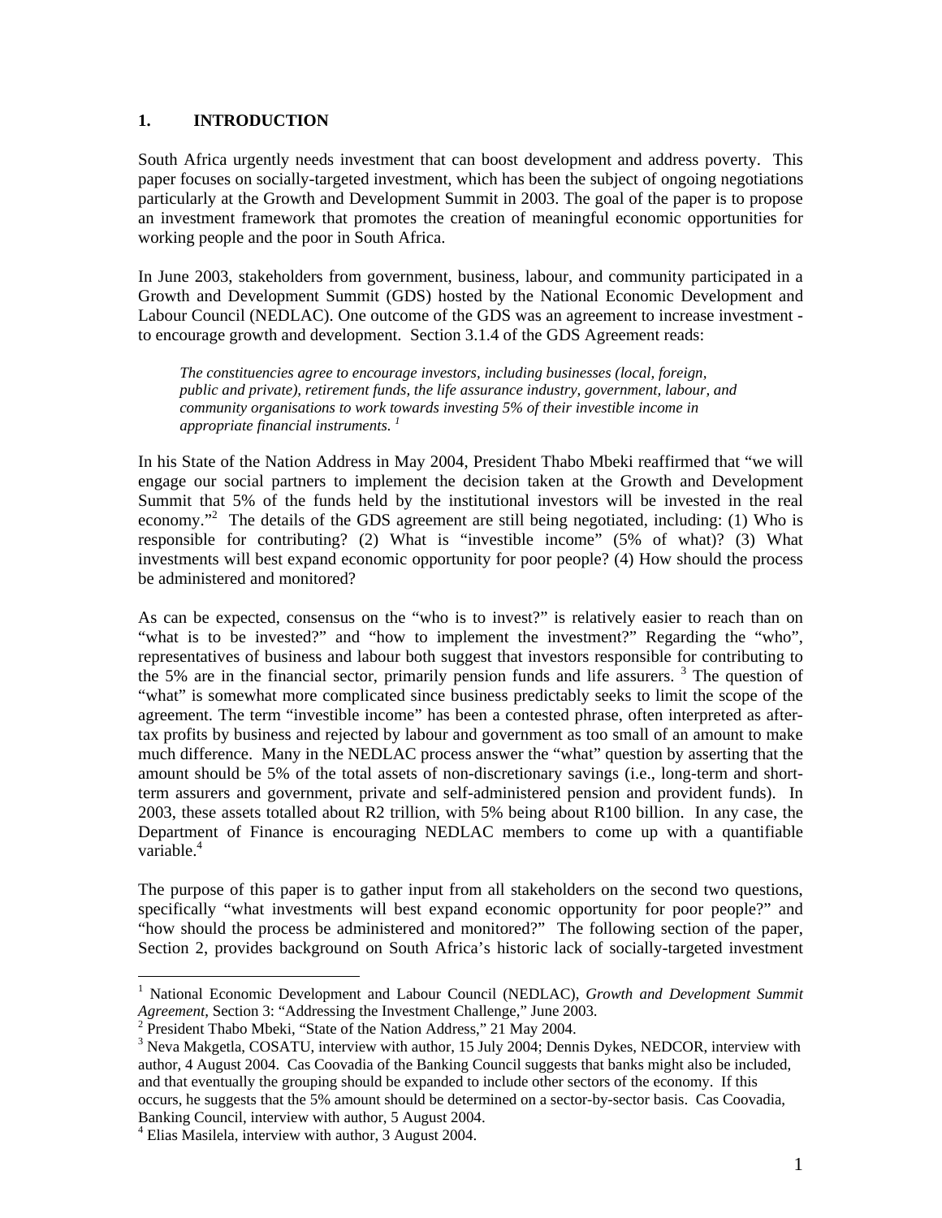## 1. INTRODUCTION

South Africa urgently needs investment that can boost development and address poverty. This paper focuses on socially-targeted investment, which has been the subject of ongoing negotiations particularly at the Growth and Development Summit in 2003. The goal of the paper is to propose an investment framework that promotes the creation of meaningful economic opportunities for working people and the poor in South Africa.

In June 2003, stakeholders from government, business, labour, and community participated in a Growth and Development Summit (GDS) hosted by the National Economic Development and Labour Council (NEDLAC). One outcome of the GDS was an agreement to increase investment - to encourage growth and development. Section 3.1.4 of the GDS Agreement reads:

> *The constituencies agree to encourage investors, including businesses (local, foreign, public and private), retirement funds, the life assurance industry, government, labour, and community organisations to work towards investing 5% of their investible income in appropriate financial instruments.* [1]

In his State of the Nation Address in May 2004, President Thabo Mbeki reaffirmed that "we will engage our social partners to implement the decision taken at the Growth and Development Summit that 5% of the funds held by the institutional investors will be invested in the real economy."[2] The details of the GDS agreement are still being negotiated, including: (1) Who is responsible for contributing? (2) What is "investible income" (5% of what)? (3) What investments will best expand economic opportunity for poor people? (4) How should the process be administered and monitored?

As can be expected, consensus on the "who is to invest?" is relatively easier to reach than on "what is to be invested?" and "how to implement the investment?" Regarding the "who", representatives of business and labour both suggest that investors responsible for contributing to the 5% are in the financial sector, primarily pension funds and life assurers. [3] The question of "what" is somewhat more complicated since business predictably seeks to limit the scope of the agreement. The term "investible income" has been a contested phrase, often interpreted as after-tax profits by business and rejected by labour and government as too small of an amount to make much difference. Many in the NEDLAC process answer the "what" question by asserting that the amount should be 5% of the total assets of non-discretionary savings (i.e., long-term and short-term assurers and government, private and self-administered pension and provident funds). In 2003, these assets totalled about R2 trillion, with 5% being about R100 billion. In any case, the Department of Finance is encouraging NEDLAC members to come up with a quantifiable variable.[4]

The purpose of this paper is to gather input from all stakeholders on the second two questions, specifically "what investments will best expand economic opportunity for poor people?" and "how should the process be administered and monitored?" The following section of the paper, Section 2, provides background on South Africa's historic lack of socially-targeted investment

---

[1] National Economic Development and Labour Council (NEDLAC), *Growth and Development Summit Agreement*, Section 3: "Addressing the Investment Challenge," June 2003.

[2] President Thabo Mbeki, "State of the Nation Address," 21 May 2004.

[3] Neva Makgetla, COSATU, interview with author, 15 July 2004; Dennis Dykes, NEDCOR, interview with author, 4 August 2004. Cas Coovadia of the Banking Council suggests that banks might also be included, and that eventually the grouping should be expanded to include other sectors of the economy. If this occurs, he suggests that the 5% amount should be determined on a sector-by-sector basis. Cas Coovadia, Banking Council, interview with author, 5 August 2004.

[4] Elias Masilela, interview with author, 3 August 2004.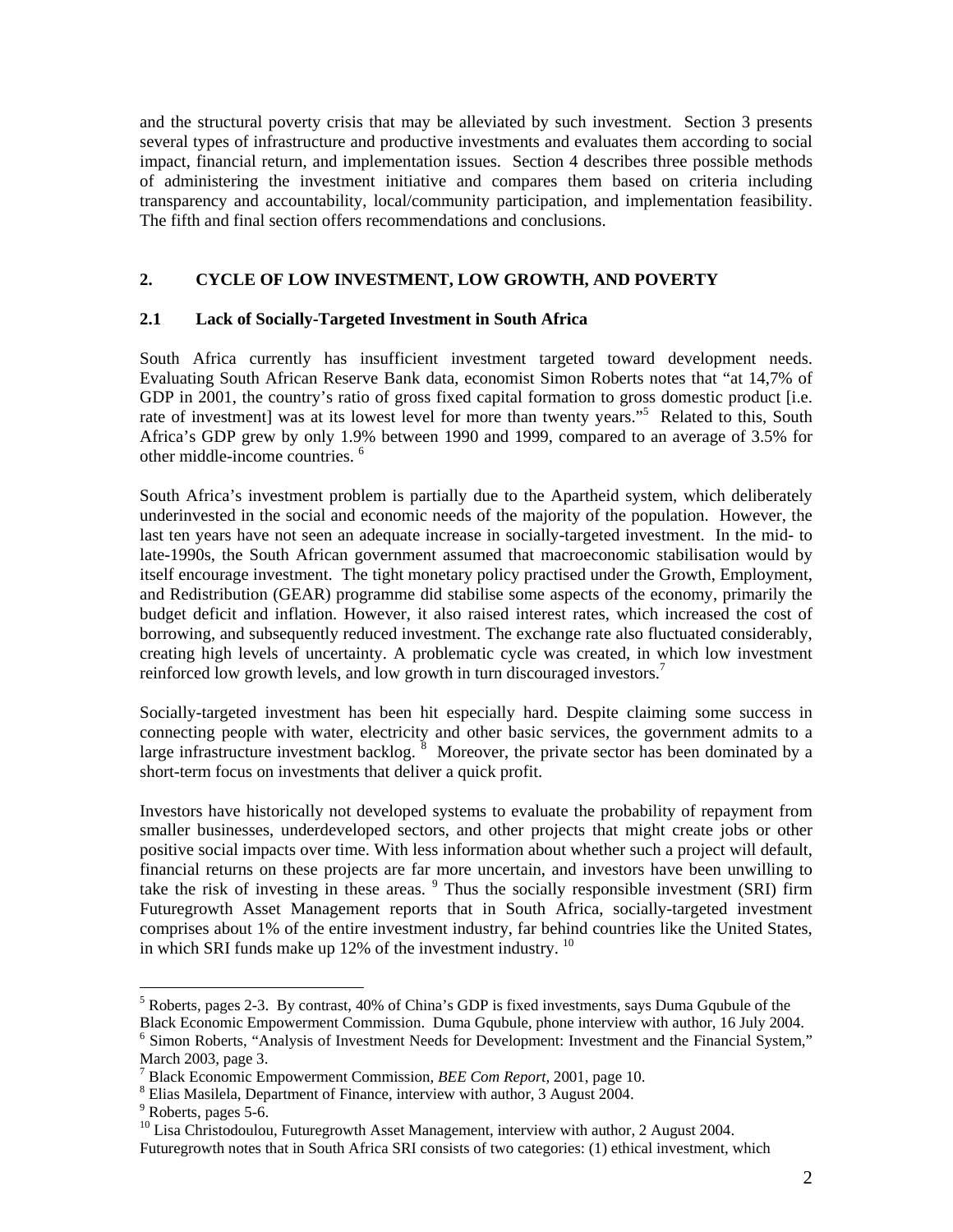and the structural poverty crisis that may be alleviated by such investment. Section 3 presents several types of infrastructure and productive investments and evaluates them according to social impact, financial return, and implementation issues. Section 4 describes three possible methods of administering the investment initiative and compares them based on criteria including transparency and accountability, local/community participation, and implementation feasibility. The fifth and final section offers recommendations and conclusions.

## 2. CYCLE OF LOW INVESTMENT, LOW GROWTH, AND POVERTY

### 2.1 Lack of Socially-Targeted Investment in South Africa

South Africa currently has insufficient investment targeted toward development needs. Evaluating South African Reserve Bank data, economist Simon Roberts notes that "at 14,7% of GDP in 2001, the country's ratio of gross fixed capital formation to gross domestic product [i.e. rate of investment] was at its lowest level for more than twenty years."[5] Related to this, South Africa's GDP grew by only 1.9% between 1990 and 1999, compared to an average of 3.5% for other middle-income countries. [6]

South Africa's investment problem is partially due to the Apartheid system, which deliberately underinvested in the social and economic needs of the majority of the population. However, the last ten years have not seen an adequate increase in socially-targeted investment. In the mid- to late-1990s, the South African government assumed that macroeconomic stabilisation would by itself encourage investment. The tight monetary policy practised under the Growth, Employment, and Redistribution (GEAR) programme did stabilise some aspects of the economy, primarily the budget deficit and inflation. However, it also raised interest rates, which increased the cost of borrowing, and subsequently reduced investment. The exchange rate also fluctuated considerably, creating high levels of uncertainty. A problematic cycle was created, in which low investment reinforced low growth levels, and low growth in turn discouraged investors.[7]

Socially-targeted investment has been hit especially hard. Despite claiming some success in connecting people with water, electricity and other basic services, the government admits to a large infrastructure investment backlog. [8] Moreover, the private sector has been dominated by a short-term focus on investments that deliver a quick profit.

Investors have historically not developed systems to evaluate the probability of repayment from smaller businesses, underdeveloped sectors, and other projects that might create jobs or other positive social impacts over time. With less information about whether such a project will default, financial returns on these projects are far more uncertain, and investors have been unwilling to take the risk of investing in these areas. [9] Thus the socially responsible investment (SRI) firm Futuregrowth Asset Management reports that in South Africa, socially-targeted investment comprises about 1% of the entire investment industry, far behind countries like the United States, in which SRI funds make up 12% of the investment industry. [10]

---

[5] Roberts, pages 2-3. By contrast, 40% of China's GDP is fixed investments, says Duma Gqubule of the Black Economic Empowerment Commission. Duma Gqubule, phone interview with author, 16 July 2004.

[6] Simon Roberts, "Analysis of Investment Needs for Development: Investment and the Financial System," March 2003, page 3.

[7] Black Economic Empowerment Commission, *BEE Com Report*, 2001, page 10.

[8] Elias Masilela, Department of Finance, interview with author, 3 August 2004.

[9] Roberts, pages 5-6.

[10] Lisa Christodoulou, Futuregrowth Asset Management, interview with author, 2 August 2004. Futuregrowth notes that in South Africa SRI consists of two categories: (1) ethical investment, which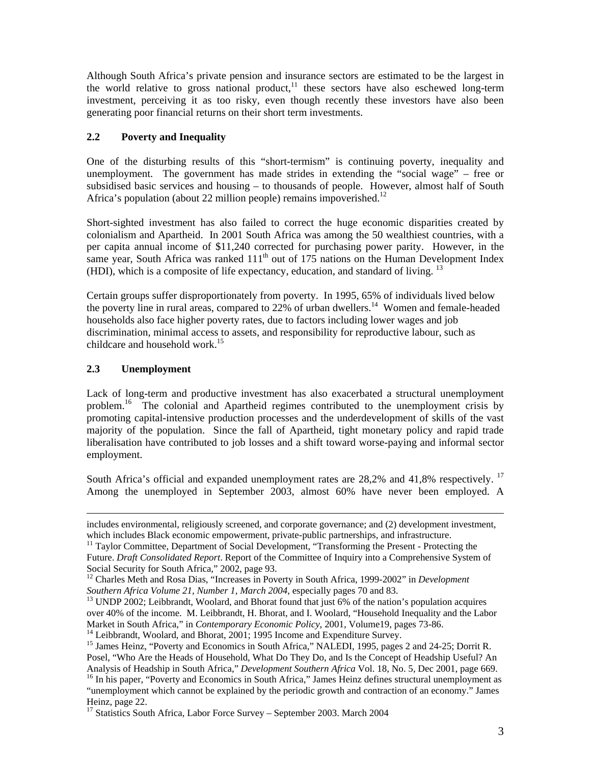Although South Africa's private pension and insurance sectors are estimated to be the largest in the world relative to gross national product,[11] these sectors have also eschewed long-term investment, perceiving it as too risky, even though recently these investors have also been generating poor financial returns on their short term investments.

### 2.2 Poverty and Inequality

One of the disturbing results of this "short-termism" is continuing poverty, inequality and unemployment. The government has made strides in extending the "social wage" – free or subsidised basic services and housing – to thousands of people. However, almost half of South Africa's population (about 22 million people) remains impoverished.[12]

Short-sighted investment has also failed to correct the huge economic disparities created by colonialism and Apartheid. In 2001 South Africa was among the 50 wealthiest countries, with a per capita annual income of $11,240 corrected for purchasing power parity. However, in the same year, South Africa was ranked 111th out of 175 nations on the Human Development Index (HDI), which is a composite of life expectancy, education, and standard of living. [13]

Certain groups suffer disproportionately from poverty. In 1995, 65% of individuals lived below the poverty line in rural areas, compared to 22% of urban dwellers.[14] Women and female-headed households also face higher poverty rates, due to factors including lower wages and job discrimination, minimal access to assets, and responsibility for reproductive labour, such as childcare and household work.[15]

### 2.3 Unemployment

Lack of long-term and productive investment has also exacerbated a structural unemployment problem.[16] The colonial and Apartheid regimes contributed to the unemployment crisis by promoting capital-intensive production processes and the underdevelopment of skills of the vast majority of the population. Since the fall of Apartheid, tight monetary policy and rapid trade liberalisation have contributed to job losses and a shift toward worse-paying and informal sector employment.

South Africa's official and expanded unemployment rates are 28,2% and 41,8% respectively. [17] Among the unemployed in September 2003, almost 60% have never been employed. A

---

includes environmental, religiously screened, and corporate governance; and (2) development investment, which includes Black economic empowerment, private-public partnerships, and infrastructure.

[11] Taylor Committee, Department of Social Development, "Transforming the Present - Protecting the Future. *Draft Consolidated Report*. Report of the Committee of Inquiry into a Comprehensive System of Social Security for South Africa," 2002, page 93.

[12] Charles Meth and Rosa Dias, "Increases in Poverty in South Africa, 1999-2002" in *Development Southern Africa Volume 21, Number 1, March 2004*, especially pages 70 and 83.

[13] UNDP 2002; Leibbrandt, Woolard, and Bhorat found that just 6% of the nation's population acquires over 40% of the income. M. Leibbrandt, H. Bhorat, and I. Woolard, "Household Inequality and the Labor Market in South Africa," in *Contemporary Economic Policy*, 2001, Volume19, pages 73-86.

[14] Leibbrandt, Woolard, and Bhorat, 2001; 1995 Income and Expenditure Survey.

[15] James Heinz, "Poverty and Economics in South Africa," NALEDI, 1995, pages 2 and 24-25; Dorrit R. Posel, "Who Are the Heads of Household, What Do They Do, and Is the Concept of Headship Useful? An Analysis of Headship in South Africa," *Development Southern Africa* Vol. 18, No. 5, Dec 2001, page 669.

[16] In his paper, "Poverty and Economics in South Africa," James Heinz defines structural unemployment as "unemployment which cannot be explained by the periodic growth and contraction of an economy." James Heinz, page 22.

[17] Statistics South Africa, Labor Force Survey – September 2003. March 2004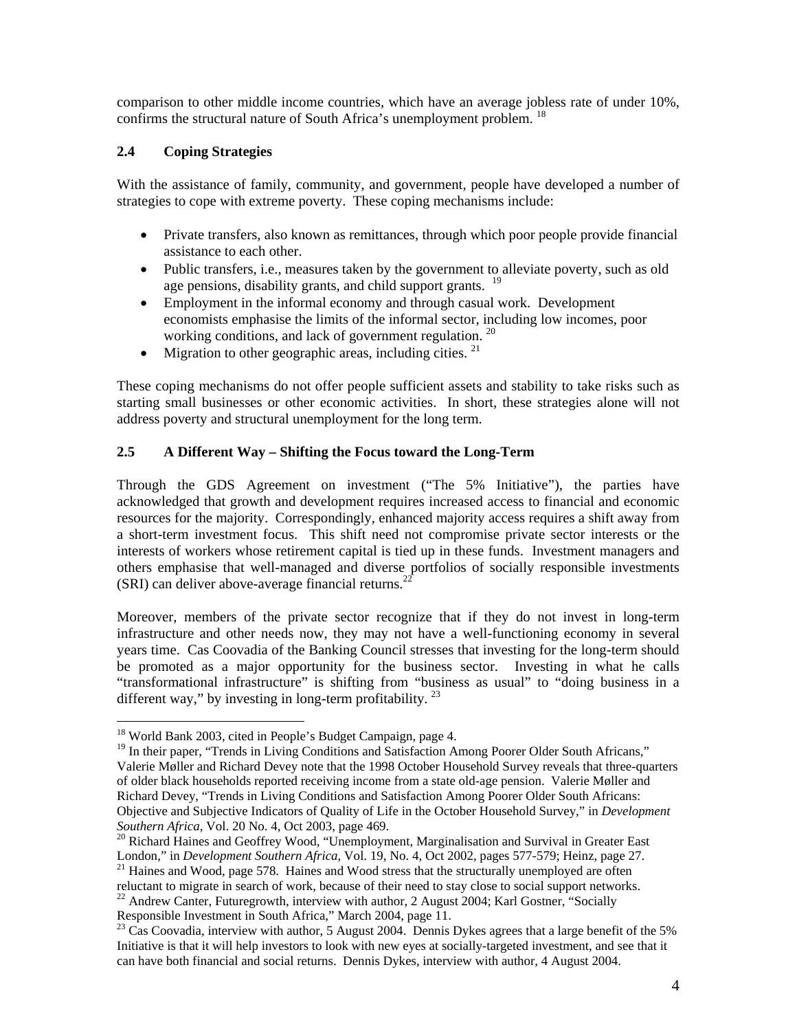comparison to other middle income countries, which have an average jobless rate of under 10%, confirms the structural nature of South Africa's unemployment problem. [18]

### 2.4 Coping Strategies

With the assistance of family, community, and government, people have developed a number of strategies to cope with extreme poverty. These coping mechanisms include:

- Private transfers, also known as remittances, through which poor people provide financial assistance to each other.
- Public transfers, i.e., measures taken by the government to alleviate poverty, such as old age pensions, disability grants, and child support grants. [19]
- Employment in the informal economy and through casual work. Development economists emphasise the limits of the informal sector, including low incomes, poor working conditions, and lack of government regulation. [20]
- Migration to other geographic areas, including cities. [21]

These coping mechanisms do not offer people sufficient assets and stability to take risks such as starting small businesses or other economic activities. In short, these strategies alone will not address poverty and structural unemployment for the long term.

### 2.5 A Different Way – Shifting the Focus toward the Long-Term

Through the GDS Agreement on investment ("The 5% Initiative"), the parties have acknowledged that growth and development requires increased access to financial and economic resources for the majority. Correspondingly, enhanced majority access requires a shift away from a short-term investment focus. This shift need not compromise private sector interests or the interests of workers whose retirement capital is tied up in these funds. Investment managers and others emphasise that well-managed and diverse portfolios of socially responsible investments (SRI) can deliver above-average financial returns.[22]

Moreover, members of the private sector recognize that if they do not invest in long-term infrastructure and other needs now, they may not have a well-functioning economy in several years time. Cas Coovadia of the Banking Council stresses that investing for the long-term should be promoted as a major opportunity for the business sector. Investing in what he calls "transformational infrastructure" is shifting from "business as usual" to "doing business in a different way," by investing in long-term profitability. [23]

---

[18] World Bank 2003, cited in People's Budget Campaign, page 4.

[19] In their paper, "Trends in Living Conditions and Satisfaction Among Poorer Older South Africans," Valerie Møller and Richard Devey note that the 1998 October Household Survey reveals that three-quarters of older black households reported receiving income from a state old-age pension. Valerie Møller and Richard Devey, "Trends in Living Conditions and Satisfaction Among Poorer Older South Africans: Objective and Subjective Indicators of Quality of Life in the October Household Survey," in *Development Southern Africa*, Vol. 20 No. 4, Oct 2003, page 469.

[20] Richard Haines and Geoffrey Wood, "Unemployment, Marginalisation and Survival in Greater East London," in *Development Southern Africa*, Vol. 19, No. 4, Oct 2002, pages 577-579; Heinz, page 27.

[21] Haines and Wood, page 578. Haines and Wood stress that the structurally unemployed are often reluctant to migrate in search of work, because of their need to stay close to social support networks.

[22] Andrew Canter, Futuregrowth, interview with author, 2 August 2004; Karl Gostner, "Socially Responsible Investment in South Africa," March 2004, page 11.

[23] Cas Coovadia, interview with author, 5 August 2004. Dennis Dykes agrees that a large benefit of the 5% Initiative is that it will help investors to look with new eyes at socially-targeted investment, and see that it can have both financial and social returns. Dennis Dykes, interview with author, 4 August 2004.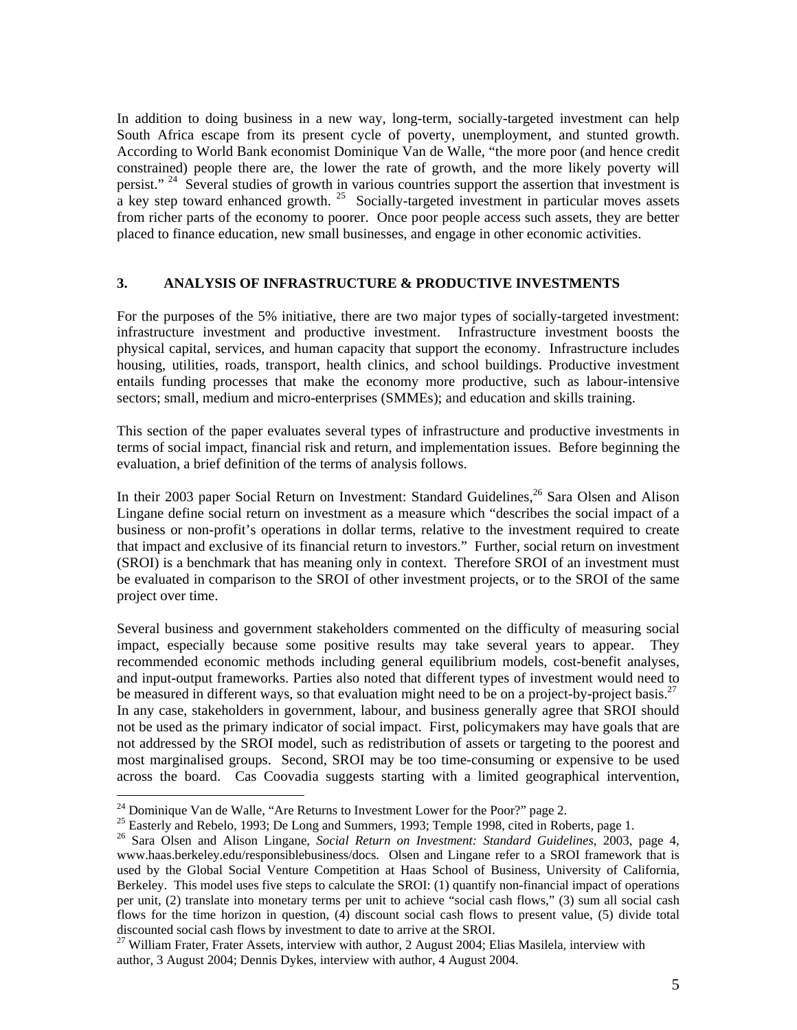In addition to doing business in a new way, long-term, socially-targeted investment can help South Africa escape from its present cycle of poverty, unemployment, and stunted growth. According to World Bank economist Dominique Van de Walle, "the more poor (and hence credit constrained) people there are, the lower the rate of growth, and the more likely poverty will persist." [24] Several studies of growth in various countries support the assertion that investment is a key step toward enhanced growth. [25] Socially-targeted investment in particular moves assets from richer parts of the economy to poorer. Once poor people access such assets, they are better placed to finance education, new small businesses, and engage in other economic activities.

## 3. ANALYSIS OF INFRASTRUCTURE & PRODUCTIVE INVESTMENTS

For the purposes of the 5% initiative, there are two major types of socially-targeted investment: infrastructure investment and productive investment. Infrastructure investment boosts the physical capital, services, and human capacity that support the economy. Infrastructure includes housing, utilities, roads, transport, health clinics, and school buildings. Productive investment entails funding processes that make the economy more productive, such as labour-intensive sectors; small, medium and micro-enterprises (SMMEs); and education and skills training.

This section of the paper evaluates several types of infrastructure and productive investments in terms of social impact, financial risk and return, and implementation issues. Before beginning the evaluation, a brief definition of the terms of analysis follows.

In their 2003 paper Social Return on Investment: Standard Guidelines,[26] Sara Olsen and Alison Lingane define social return on investment as a measure which "describes the social impact of a business or non-profit's operations in dollar terms, relative to the investment required to create that impact and exclusive of its financial return to investors." Further, social return on investment (SROI) is a benchmark that has meaning only in context. Therefore SROI of an investment must be evaluated in comparison to the SROI of other investment projects, or to the SROI of the same project over time.

Several business and government stakeholders commented on the difficulty of measuring social impact, especially because some positive results may take several years to appear. They recommended economic methods including general equilibrium models, cost-benefit analyses, and input-output frameworks. Parties also noted that different types of investment would need to be measured in different ways, so that evaluation might need to be on a project-by-project basis.[27] In any case, stakeholders in government, labour, and business generally agree that SROI should not be used as the primary indicator of social impact. First, policymakers may have goals that are not addressed by the SROI model, such as redistribution of assets or targeting to the poorest and most marginalised groups. Second, SROI may be too time-consuming or expensive to be used across the board. Cas Coovadia suggests starting with a limited geographical intervention,

---

[24] Dominique Van de Walle, "Are Returns to Investment Lower for the Poor?" page 2.

[25] Easterly and Rebelo, 1993; De Long and Summers, 1993; Temple 1998, cited in Roberts, page 1.

[26] Sara Olsen and Alison Lingane, *Social Return on Investment: Standard Guidelines*, 2003, page 4, www.haas.berkeley.edu/responsiblebusiness/docs. Olsen and Lingane refer to a SROI framework that is used by the Global Social Venture Competition at Haas School of Business, University of California, Berkeley. This model uses five steps to calculate the SROI: (1) quantify non-financial impact of operations per unit, (2) translate into monetary terms per unit to achieve "social cash flows," (3) sum all social cash flows for the time horizon in question, (4) discount social cash flows to present value, (5) divide total discounted social cash flows by investment to date to arrive at the SROI.

[27] William Frater, Frater Assets, interview with author, 2 August 2004; Elias Masilela, interview with author, 3 August 2004; Dennis Dykes, interview with author, 4 August 2004.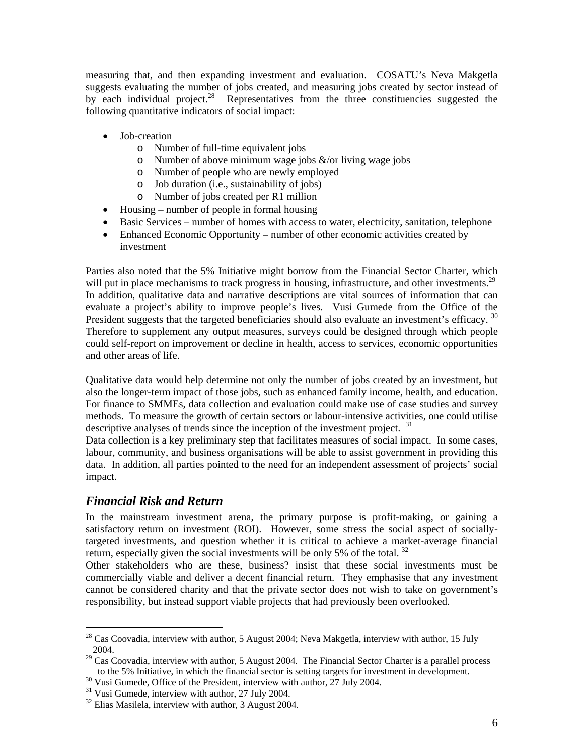measuring that, and then expanding investment and evaluation. COSATU's Neva Makgetla suggests evaluating the number of jobs created, and measuring jobs created by sector instead of by each individual project.[28] Representatives from the three constituencies suggested the following quantitative indicators of social impact:

- Job-creation
  - Number of full-time equivalent jobs
  - Number of above minimum wage jobs &/or living wage jobs
  - Number of people who are newly employed
  - Job duration (i.e., sustainability of jobs)
  - Number of jobs created per R1 million
- Housing – number of people in formal housing
- Basic Services – number of homes with access to water, electricity, sanitation, telephone
- Enhanced Economic Opportunity – number of other economic activities created by investment

Parties also noted that the 5% Initiative might borrow from the Financial Sector Charter, which will put in place mechanisms to track progress in housing, infrastructure, and other investments.[29] In addition, qualitative data and narrative descriptions are vital sources of information that can evaluate a project's ability to improve people's lives. Vusi Gumede from the Office of the President suggests that the targeted beneficiaries should also evaluate an investment's efficacy.[30] Therefore to supplement any output measures, surveys could be designed through which people could self-report on improvement or decline in health, access to services, economic opportunities and other areas of life.

Qualitative data would help determine not only the number of jobs created by an investment, but also the longer-term impact of those jobs, such as enhanced family income, health, and education. For finance to SMMEs, data collection and evaluation could make use of case studies and survey methods. To measure the growth of certain sectors or labour-intensive activities, one could utilise descriptive analyses of trends since the inception of the investment project.[31]

Data collection is a key preliminary step that facilitates measures of social impact. In some cases, labour, community, and business organisations will be able to assist government in providing this data. In addition, all parties pointed to the need for an independent assessment of projects' social impact.

## *Financial Risk and Return*

In the mainstream investment arena, the primary purpose is profit-making, or gaining a satisfactory return on investment (ROI). However, some stress the social aspect of socially-targeted investments, and question whether it is critical to achieve a market-average financial return, especially given the social investments will be only 5% of the total.[32]

Other stakeholders who are these, business? insist that these social investments must be commercially viable and deliver a decent financial return. They emphasise that any investment cannot be considered charity and that the private sector does not wish to take on government's responsibility, but instead support viable projects that had previously been overlooked.

---

[28] Cas Coovadia, interview with author, 5 August 2004; Neva Makgetla, interview with author, 15 July 2004.

[29] Cas Coovadia, interview with author, 5 August 2004. The Financial Sector Charter is a parallel process to the 5% Initiative, in which the financial sector is setting targets for investment in development.

[30] Vusi Gumede, Office of the President, interview with author, 27 July 2004.

[31] Vusi Gumede, interview with author, 27 July 2004.

[32] Elias Masilela, interview with author, 3 August 2004.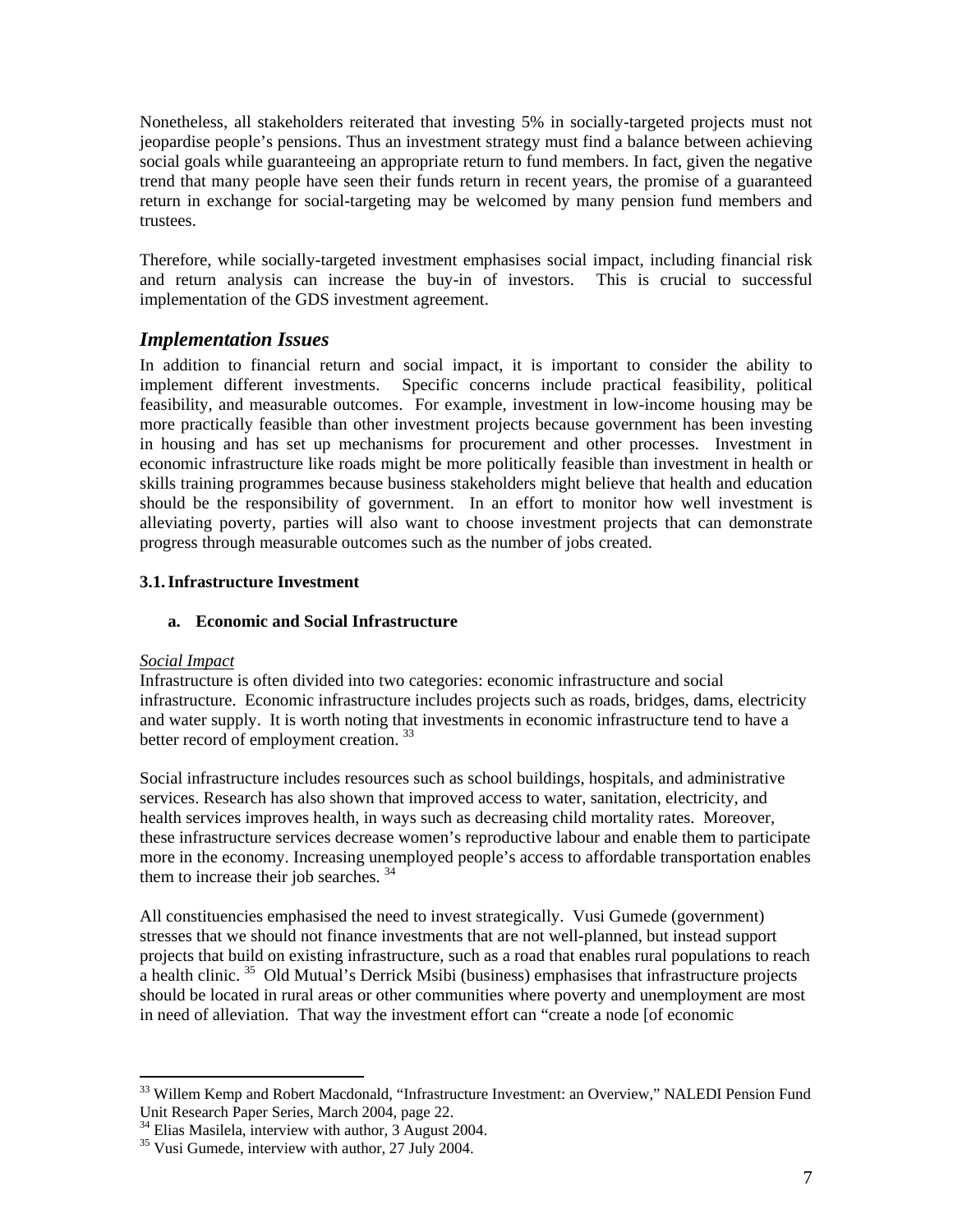Nonetheless, all stakeholders reiterated that investing 5% in socially-targeted projects must not jeopardise people's pensions. Thus an investment strategy must find a balance between achieving social goals while guaranteeing an appropriate return to fund members. In fact, given the negative trend that many people have seen their funds return in recent years, the promise of a guaranteed return in exchange for social-targeting may be welcomed by many pension fund members and trustees.

Therefore, while socially-targeted investment emphasises social impact, including financial risk and return analysis can increase the buy-in of investors. This is crucial to successful implementation of the GDS investment agreement.

## *Implementation Issues*

In addition to financial return and social impact, it is important to consider the ability to implement different investments. Specific concerns include practical feasibility, political feasibility, and measurable outcomes. For example, investment in low-income housing may be more practically feasible than other investment projects because government has been investing in housing and has set up mechanisms for procurement and other processes. Investment in economic infrastructure like roads might be more politically feasible than investment in health or skills training programmes because business stakeholders might believe that health and education should be the responsibility of government. In an effort to monitor how well investment is alleviating poverty, parties will also want to choose investment projects that can demonstrate progress through measurable outcomes such as the number of jobs created.

### 3.1. Infrastructure Investment

#### a. Economic and Social Infrastructure

<u>*Social Impact*</u>

Infrastructure is often divided into two categories: economic infrastructure and social infrastructure. Economic infrastructure includes projects such as roads, bridges, dams, electricity and water supply. It is worth noting that investments in economic infrastructure tend to have a better record of employment creation. [33]

Social infrastructure includes resources such as school buildings, hospitals, and administrative services. Research has also shown that improved access to water, sanitation, electricity, and health services improves health, in ways such as decreasing child mortality rates. Moreover, these infrastructure services decrease women's reproductive labour and enable them to participate more in the economy. Increasing unemployed people's access to affordable transportation enables them to increase their job searches. [34]

All constituencies emphasised the need to invest strategically. Vusi Gumede (government) stresses that we should not finance investments that are not well-planned, but instead support projects that build on existing infrastructure, such as a road that enables rural populations to reach a health clinic. [35] Old Mutual's Derrick Msibi (business) emphasises that infrastructure projects should be located in rural areas or other communities where poverty and unemployment are most in need of alleviation. That way the investment effort can "create a node [of economic

---

[33] Willem Kemp and Robert Macdonald, "Infrastructure Investment: an Overview," NALEDI Pension Fund Unit Research Paper Series, March 2004, page 22.

[34] Elias Masilela, interview with author, 3 August 2004.

[35] Vusi Gumede, interview with author, 27 July 2004.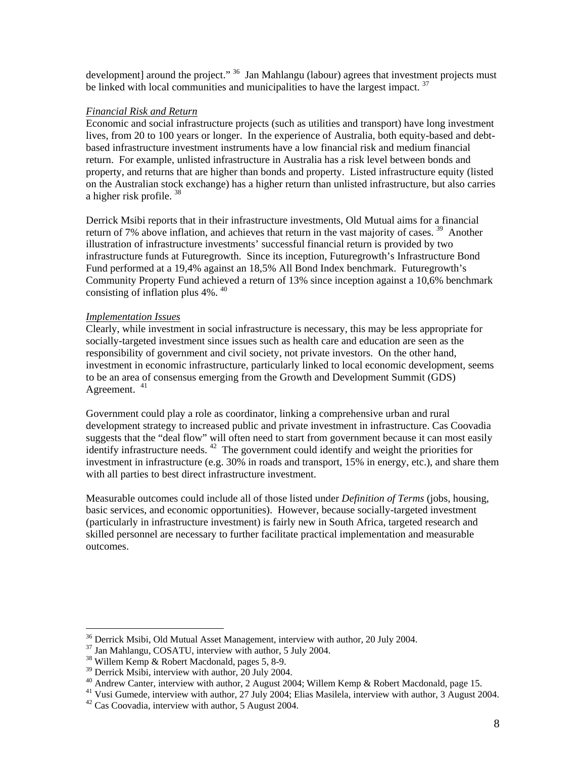development] around the project."[36] Jan Mahlangu (labour) agrees that investment projects must be linked with local communities and municipalities to have the largest impact.[37]

*Financial Risk and Return*

Economic and social infrastructure projects (such as utilities and transport) have long investment lives, from 20 to 100 years or longer. In the experience of Australia, both equity-based and debt-based infrastructure investment instruments have a low financial risk and medium financial return. For example, unlisted infrastructure in Australia has a risk level between bonds and property, and returns that are higher than bonds and property. Listed infrastructure equity (listed on the Australian stock exchange) has a higher return than unlisted infrastructure, but also carries a higher risk profile.[38]

Derrick Msibi reports that in their infrastructure investments, Old Mutual aims for a financial return of 7% above inflation, and achieves that return in the vast majority of cases.[39] Another illustration of infrastructure investments' successful financial return is provided by two infrastructure funds at Futuregrowth. Since its inception, Futuregrowth's Infrastructure Bond Fund performed at a 19,4% against an 18,5% All Bond Index benchmark. Futuregrowth's Community Property Fund achieved a return of 13% since inception against a 10,6% benchmark consisting of inflation plus 4%.[40]

*Implementation Issues*

Clearly, while investment in social infrastructure is necessary, this may be less appropriate for socially-targeted investment since issues such as health care and education are seen as the responsibility of government and civil society, not private investors. On the other hand, investment in economic infrastructure, particularly linked to local economic development, seems to be an area of consensus emerging from the Growth and Development Summit (GDS) Agreement.[41]

Government could play a role as coordinator, linking a comprehensive urban and rural development strategy to increased public and private investment in infrastructure. Cas Coovadia suggests that the "deal flow" will often need to start from government because it can most easily identify infrastructure needs.[42] The government could identify and weight the priorities for investment in infrastructure (e.g. 30% in roads and transport, 15% in energy, etc.), and share them with all parties to best direct infrastructure investment.

Measurable outcomes could include all of those listed under *Definition of Terms* (jobs, housing, basic services, and economic opportunities). However, because socially-targeted investment (particularly in infrastructure investment) is fairly new in South Africa, targeted research and skilled personnel are necessary to further facilitate practical implementation and measurable outcomes.

---

[36] Derrick Msibi, Old Mutual Asset Management, interview with author, 20 July 2004.
[37] Jan Mahlangu, COSATU, interview with author, 5 July 2004.
[38] Willem Kemp & Robert Macdonald, pages 5, 8-9.
[39] Derrick Msibi, interview with author, 20 July 2004.
[40] Andrew Canter, interview with author, 2 August 2004; Willem Kemp & Robert Macdonald, page 15.
[41] Vusi Gumede, interview with author, 27 July 2004; Elias Masilela, interview with author, 3 August 2004.
[42] Cas Coovadia, interview with author, 5 August 2004.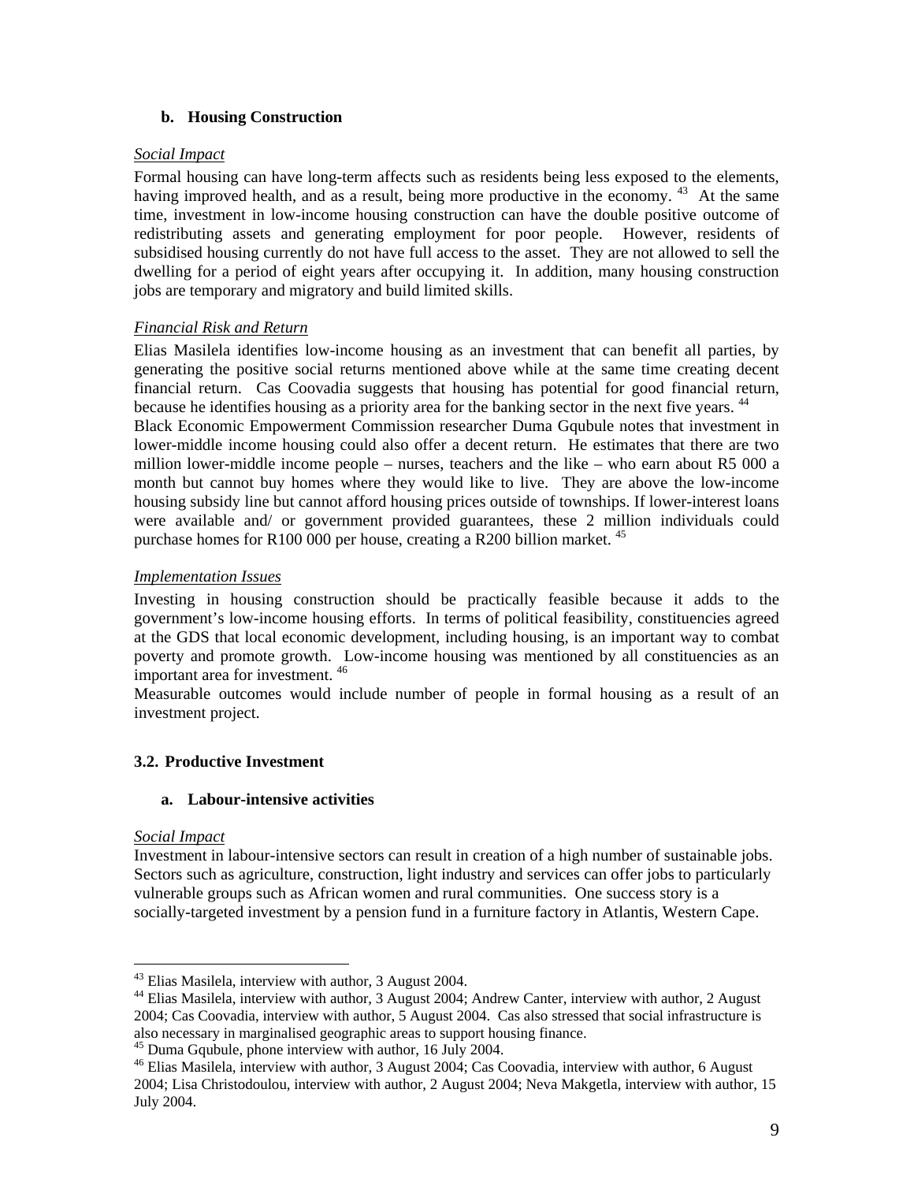### b. Housing Construction

*Social Impact*

Formal housing can have long-term affects such as residents being less exposed to the elements, having improved health, and as a result, being more productive in the economy. [43] At the same time, investment in low-income housing construction can have the double positive outcome of redistributing assets and generating employment for poor people. However, residents of subsidised housing currently do not have full access to the asset. They are not allowed to sell the dwelling for a period of eight years after occupying it. In addition, many housing construction jobs are temporary and migratory and build limited skills.

*Financial Risk and Return*

Elias Masilela identifies low-income housing as an investment that can benefit all parties, by generating the positive social returns mentioned above while at the same time creating decent financial return. Cas Coovadia suggests that housing has potential for good financial return, because he identifies housing as a priority area for the banking sector in the next five years. [44]

Black Economic Empowerment Commission researcher Duma Gqubule notes that investment in lower-middle income housing could also offer a decent return. He estimates that there are two million lower-middle income people – nurses, teachers and the like – who earn about R5 000 a month but cannot buy homes where they would like to live. They are above the low-income housing subsidy line but cannot afford housing prices outside of townships. If lower-interest loans were available and/ or government provided guarantees, these 2 million individuals could purchase homes for R100 000 per house, creating a R200 billion market. [45]

*Implementation Issues*

Investing in housing construction should be practically feasible because it adds to the government's low-income housing efforts. In terms of political feasibility, constituencies agreed at the GDS that local economic development, including housing, is an important way to combat poverty and promote growth. Low-income housing was mentioned by all constituencies as an important area for investment. [46]

Measurable outcomes would include number of people in formal housing as a result of an investment project.

## 3.2. Productive Investment

### a. Labour-intensive activities

*Social Impact*

Investment in labour-intensive sectors can result in creation of a high number of sustainable jobs. Sectors such as agriculture, construction, light industry and services can offer jobs to particularly vulnerable groups such as African women and rural communities. One success story is a socially-targeted investment by a pension fund in a furniture factory in Atlantis, Western Cape.

---

[43] Elias Masilela, interview with author, 3 August 2004.

[44] Elias Masilela, interview with author, 3 August 2004; Andrew Canter, interview with author, 2 August 2004; Cas Coovadia, interview with author, 5 August 2004. Cas also stressed that social infrastructure is also necessary in marginalised geographic areas to support housing finance.

[45] Duma Gqubule, phone interview with author, 16 July 2004.

[46] Elias Masilela, interview with author, 3 August 2004; Cas Coovadia, interview with author, 6 August 2004; Lisa Christodoulou, interview with author, 2 August 2004; Neva Makgetla, interview with author, 15 July 2004.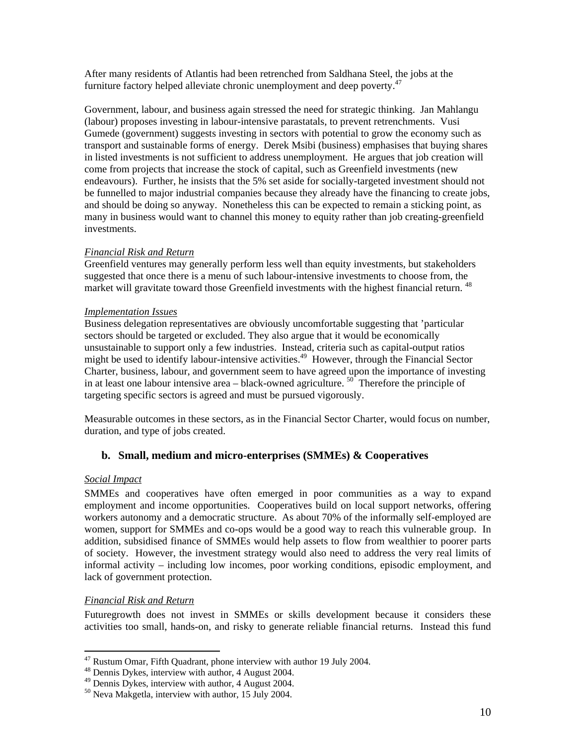After many residents of Atlantis had been retrenched from Saldhana Steel, the jobs at the furniture factory helped alleviate chronic unemployment and deep poverty.[47]

Government, labour, and business again stressed the need for strategic thinking. Jan Mahlangu (labour) proposes investing in labour-intensive parastatals, to prevent retrenchments. Vusi Gumede (government) suggests investing in sectors with potential to grow the economy such as transport and sustainable forms of energy. Derek Msibi (business) emphasises that buying shares in listed investments is not sufficient to address unemployment. He argues that job creation will come from projects that increase the stock of capital, such as Greenfield investments (new endeavours). Further, he insists that the 5% set aside for socially-targeted investment should not be funnelled to major industrial companies because they already have the financing to create jobs, and should be doing so anyway. Nonetheless this can be expected to remain a sticking point, as many in business would want to channel this money to equity rather than job creating-greenfield investments.

*Financial Risk and Return*

Greenfield ventures may generally perform less well than equity investments, but stakeholders suggested that once there is a menu of such labour-intensive investments to choose from, the market will gravitate toward those Greenfield investments with the highest financial return.[48]

*Implementation Issues*

Business delegation representatives are obviously uncomfortable suggesting that 'particular sectors should be targeted or excluded. They also argue that it would be economically unsustainable to support only a few industries. Instead, criteria such as capital-output ratios might be used to identify labour-intensive activities.[49] However, through the Financial Sector Charter, business, labour, and government seem to have agreed upon the importance of investing in at least one labour intensive area – black-owned agriculture.[50] Therefore the principle of targeting specific sectors is agreed and must be pursued vigorously.

Measurable outcomes in these sectors, as in the Financial Sector Charter, would focus on number, duration, and type of jobs created.

### b. Small, medium and micro-enterprises (SMMEs) & Cooperatives

*Social Impact*

SMMEs and cooperatives have often emerged in poor communities as a way to expand employment and income opportunities. Cooperatives build on local support networks, offering workers autonomy and a democratic structure. As about 70% of the informally self-employed are women, support for SMMEs and co-ops would be a good way to reach this vulnerable group. In addition, subsidised finance of SMMEs would help assets to flow from wealthier to poorer parts of society. However, the investment strategy would also need to address the very real limits of informal activity – including low incomes, poor working conditions, episodic employment, and lack of government protection.

*Financial Risk and Return*

Futuregrowth does not invest in SMMEs or skills development because it considers these activities too small, hands-on, and risky to generate reliable financial returns. Instead this fund

---

[47] Rustum Omar, Fifth Quadrant, phone interview with author 19 July 2004.

[48] Dennis Dykes, interview with author, 4 August 2004.

[49] Dennis Dykes, interview with author, 4 August 2004.

[50] Neva Makgetla, interview with author, 15 July 2004.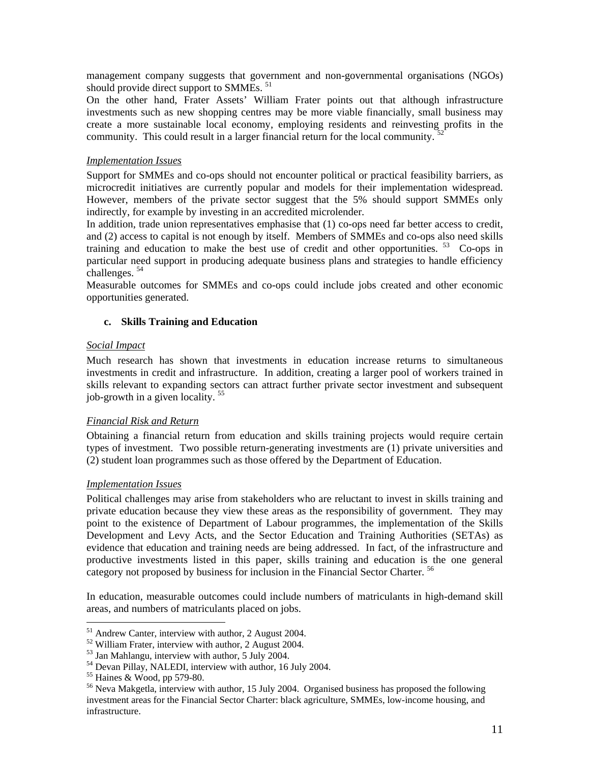management company suggests that government and non-governmental organisations (NGOs) should provide direct support to SMMEs. [51]

On the other hand, Frater Assets' William Frater points out that although infrastructure investments such as new shopping centres may be more viable financially, small business may create a more sustainable local economy, employing residents and reinvesting profits in the community. This could result in a larger financial return for the local community. [52]

*Implementation Issues*

Support for SMMEs and co-ops should not encounter political or practical feasibility barriers, as microcredit initiatives are currently popular and models for their implementation widespread. However, members of the private sector suggest that the 5% should support SMMEs only indirectly, for example by investing in an accredited microlender.

In addition, trade union representatives emphasise that (1) co-ops need far better access to credit, and (2) access to capital is not enough by itself. Members of SMMEs and co-ops also need skills training and education to make the best use of credit and other opportunities. [53] Co-ops in particular need support in producing adequate business plans and strategies to handle efficiency challenges. [54]

Measurable outcomes for SMMEs and co-ops could include jobs created and other economic opportunities generated.

### c. Skills Training and Education

*Social Impact*

Much research has shown that investments in education increase returns to simultaneous investments in credit and infrastructure. In addition, creating a larger pool of workers trained in skills relevant to expanding sectors can attract further private sector investment and subsequent job-growth in a given locality. [55]

*Financial Risk and Return*

Obtaining a financial return from education and skills training projects would require certain types of investment. Two possible return-generating investments are (1) private universities and (2) student loan programmes such as those offered by the Department of Education.

*Implementation Issues*

Political challenges may arise from stakeholders who are reluctant to invest in skills training and private education because they view these areas as the responsibility of government. They may point to the existence of Department of Labour programmes, the implementation of the Skills Development and Levy Acts, and the Sector Education and Training Authorities (SETAs) as evidence that education and training needs are being addressed. In fact, of the infrastructure and productive investments listed in this paper, skills training and education is the one general category not proposed by business for inclusion in the Financial Sector Charter. [56]

In education, measurable outcomes could include numbers of matriculants in high-demand skill areas, and numbers of matriculants placed on jobs.

---

[51] Andrew Canter, interview with author, 2 August 2004.

[52] William Frater, interview with author, 2 August 2004.

[53] Jan Mahlangu, interview with author, 5 July 2004.

[54] Devan Pillay, NALEDI, interview with author, 16 July 2004.

[55] Haines & Wood, pp 579-80.

[56] Neva Makgetla, interview with author, 15 July 2004. Organised business has proposed the following investment areas for the Financial Sector Charter: black agriculture, SMMEs, low-income housing, and infrastructure.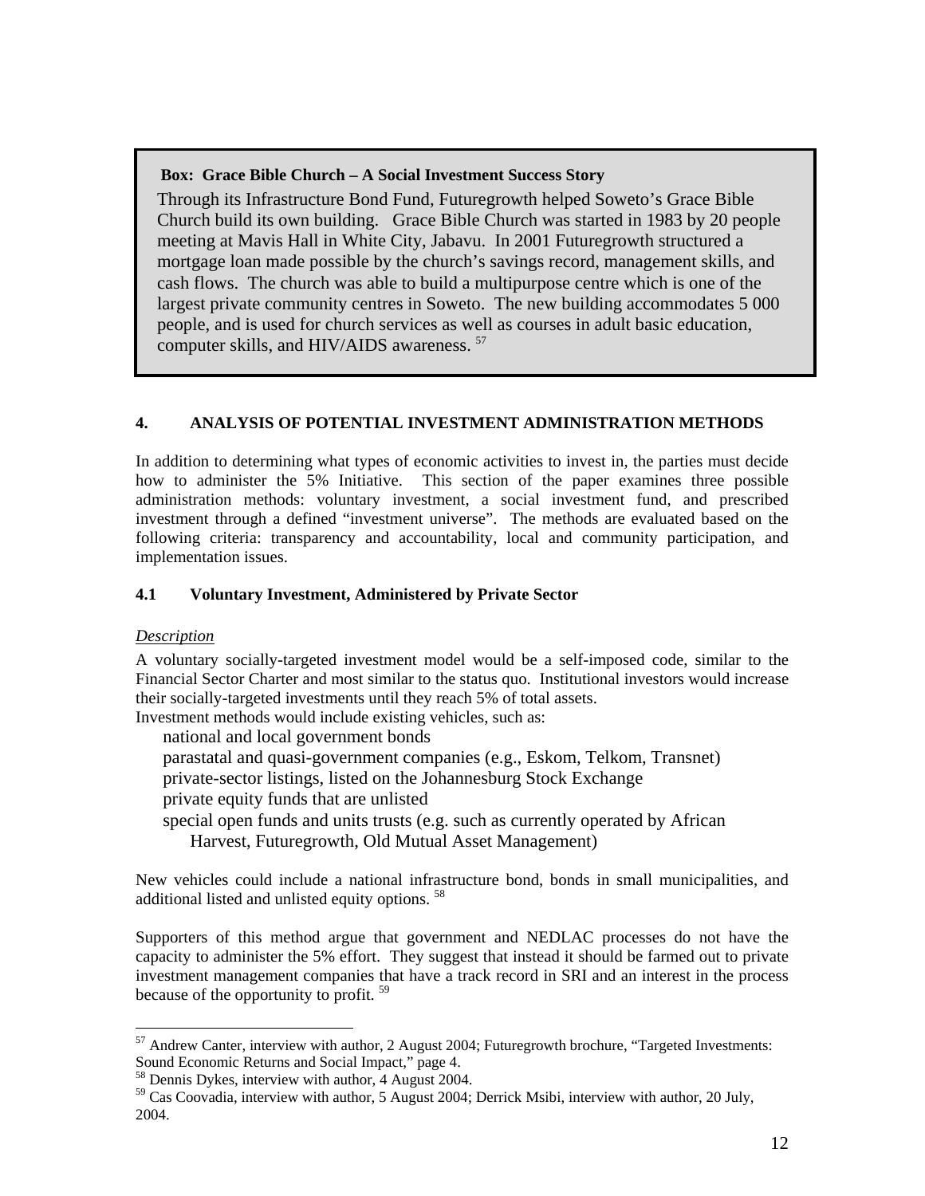> **Box: Grace Bible Church – A Social Investment Success Story**
>
> Through its Infrastructure Bond Fund, Futuregrowth helped Soweto's Grace Bible Church build its own building. Grace Bible Church was started in 1983 by 20 people meeting at Mavis Hall in White City, Jabavu. In 2001 Futuregrowth structured a mortgage loan made possible by the church's savings record, management skills, and cash flows. The church was able to build a multipurpose centre which is one of the largest private community centres in Soweto. The new building accommodates 5 000 people, and is used for church services as well as courses in adult basic education, computer skills, and HIV/AIDS awareness. [57]

## 4. ANALYSIS OF POTENTIAL INVESTMENT ADMINISTRATION METHODS

In addition to determining what types of economic activities to invest in, the parties must decide how to administer the 5% Initiative. This section of the paper examines three possible administration methods: voluntary investment, a social investment fund, and prescribed investment through a defined "investment universe". The methods are evaluated based on the following criteria: transparency and accountability, local and community participation, and implementation issues.

### 4.1 Voluntary Investment, Administered by Private Sector

*Description*

A voluntary socially-targeted investment model would be a self-imposed code, similar to the Financial Sector Charter and most similar to the status quo. Institutional investors would increase their socially-targeted investments until they reach 5% of total assets.

Investment methods would include existing vehicles, such as:

- national and local government bonds
- parastatal and quasi-government companies (e.g., Eskom, Telkom, Transnet)
- private-sector listings, listed on the Johannesburg Stock Exchange
- private equity funds that are unlisted
- special open funds and units trusts (e.g. such as currently operated by African Harvest, Futuregrowth, Old Mutual Asset Management)

New vehicles could include a national infrastructure bond, bonds in small municipalities, and additional listed and unlisted equity options. [58]

Supporters of this method argue that government and NEDLAC processes do not have the capacity to administer the 5% effort. They suggest that instead it should be farmed out to private investment management companies that have a track record in SRI and an interest in the process because of the opportunity to profit. [59]

---

[57] Andrew Canter, interview with author, 2 August 2004; Futuregrowth brochure, "Targeted Investments: Sound Economic Returns and Social Impact," page 4.

[58] Dennis Dykes, interview with author, 4 August 2004.

[59] Cas Coovadia, interview with author, 5 August 2004; Derrick Msibi, interview with author, 20 July, 2004.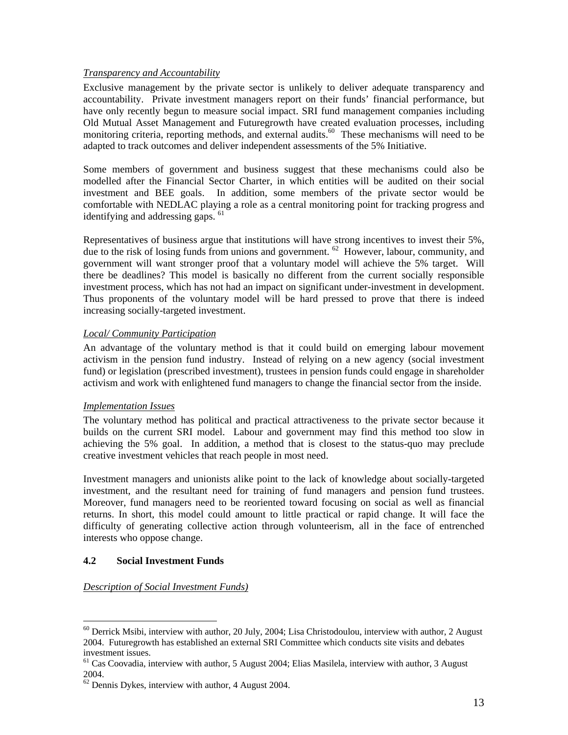*Transparency and Accountability*

Exclusive management by the private sector is unlikely to deliver adequate transparency and accountability. Private investment managers report on their funds' financial performance, but have only recently begun to measure social impact. SRI fund management companies including Old Mutual Asset Management and Futuregrowth have created evaluation processes, including monitoring criteria, reporting methods, and external audits.[60] These mechanisms will need to be adapted to track outcomes and deliver independent assessments of the 5% Initiative.

Some members of government and business suggest that these mechanisms could also be modelled after the Financial Sector Charter, in which entities will be audited on their social investment and BEE goals. In addition, some members of the private sector would be comfortable with NEDLAC playing a role as a central monitoring point for tracking progress and identifying and addressing gaps.[61]

Representatives of business argue that institutions will have strong incentives to invest their 5%, due to the risk of losing funds from unions and government.[62] However, labour, community, and government will want stronger proof that a voluntary model will achieve the 5% target. Will there be deadlines? This model is basically no different from the current socially responsible investment process, which has not had an impact on significant under-investment in development. Thus proponents of the voluntary model will be hard pressed to prove that there is indeed increasing socially-targeted investment.

*Local/ Community Participation*

An advantage of the voluntary method is that it could build on emerging labour movement activism in the pension fund industry. Instead of relying on a new agency (social investment fund) or legislation (prescribed investment), trustees in pension funds could engage in shareholder activism and work with enlightened fund managers to change the financial sector from the inside.

*Implementation Issues*

The voluntary method has political and practical attractiveness to the private sector because it builds on the current SRI model. Labour and government may find this method too slow in achieving the 5% goal. In addition, a method that is closest to the status-quo may preclude creative investment vehicles that reach people in most need.

Investment managers and unionists alike point to the lack of knowledge about socially-targeted investment, and the resultant need for training of fund managers and pension fund trustees. Moreover, fund managers need to be reoriented toward focusing on social as well as financial returns. In short, this model could amount to little practical or rapid change. It will face the difficulty of generating collective action through volunteerism, all in the face of entrenched interests who oppose change.

### 4.2 Social Investment Funds

*Description of Social Investment Funds)*

---

[60] Derrick Msibi, interview with author, 20 July, 2004; Lisa Christodoulou, interview with author, 2 August 2004. Futuregrowth has established an external SRI Committee which conducts site visits and debates investment issues.

[61] Cas Coovadia, interview with author, 5 August 2004; Elias Masilela, interview with author, 3 August 2004.

[62] Dennis Dykes, interview with author, 4 August 2004.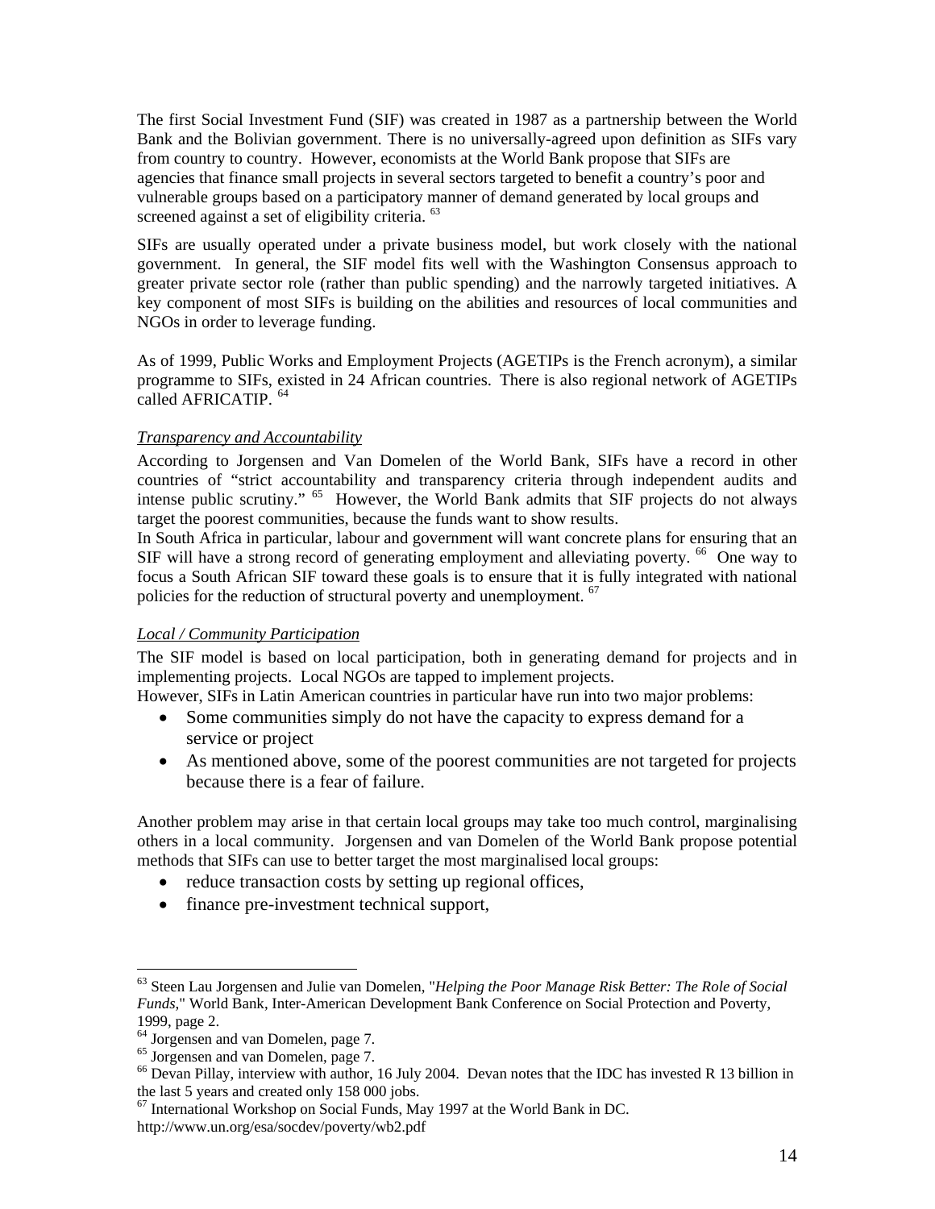The first Social Investment Fund (SIF) was created in 1987 as a partnership between the World Bank and the Bolivian government. There is no universally-agreed upon definition as SIFs vary from country to country. However, economists at the World Bank propose that SIFs are agencies that finance small projects in several sectors targeted to benefit a country's poor and vulnerable groups based on a participatory manner of demand generated by local groups and screened against a set of eligibility criteria. [63]

SIFs are usually operated under a private business model, but work closely with the national government. In general, the SIF model fits well with the Washington Consensus approach to greater private sector role (rather than public spending) and the narrowly targeted initiatives. A key component of most SIFs is building on the abilities and resources of local communities and NGOs in order to leverage funding.

As of 1999, Public Works and Employment Projects (AGETIPs is the French acronym), a similar programme to SIFs, existed in 24 African countries. There is also regional network of AGETIPs called AFRICATIP. [64]

*Transparency and Accountability*

According to Jorgensen and Van Domelen of the World Bank, SIFs have a record in other countries of "strict accountability and transparency criteria through independent audits and intense public scrutiny." [65] However, the World Bank admits that SIF projects do not always target the poorest communities, because the funds want to show results.

In South Africa in particular, labour and government will want concrete plans for ensuring that an SIF will have a strong record of generating employment and alleviating poverty. [66] One way to focus a South African SIF toward these goals is to ensure that it is fully integrated with national policies for the reduction of structural poverty and unemployment. [67]

*Local / Community Participation*

The SIF model is based on local participation, both in generating demand for projects and in implementing projects. Local NGOs are tapped to implement projects.

However, SIFs in Latin American countries in particular have run into two major problems:

- Some communities simply do not have the capacity to express demand for a service or project
- As mentioned above, some of the poorest communities are not targeted for projects because there is a fear of failure.

Another problem may arise in that certain local groups may take too much control, marginalising others in a local community. Jorgensen and van Domelen of the World Bank propose potential methods that SIFs can use to better target the most marginalised local groups:

- reduce transaction costs by setting up regional offices,
- finance pre-investment technical support,

---

[63] Steen Lau Jorgensen and Julie van Domelen, "*Helping the Poor Manage Risk Better: The Role of Social Funds*," World Bank, Inter-American Development Bank Conference on Social Protection and Poverty, 1999, page 2.

[64] Jorgensen and van Domelen, page 7.

[65] Jorgensen and van Domelen, page 7.

[66] Devan Pillay, interview with author, 16 July 2004. Devan notes that the IDC has invested R 13 billion in the last 5 years and created only 158 000 jobs.

[67] International Workshop on Social Funds, May 1997 at the World Bank in DC. http://www.un.org/esa/socdev/poverty/wb2.pdf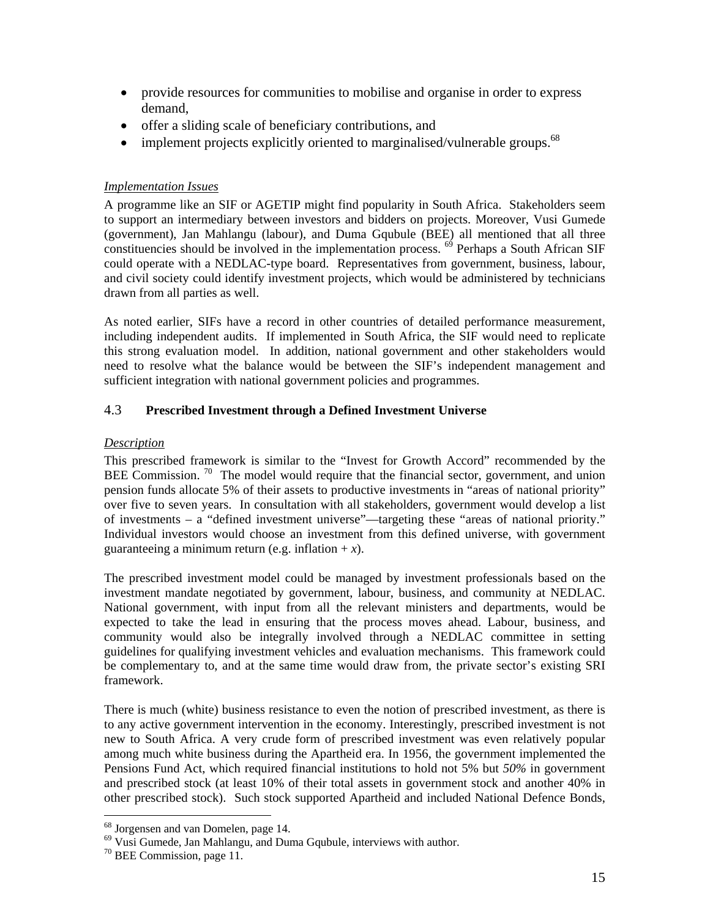- provide resources for communities to mobilise and organise in order to express demand,
- offer a sliding scale of beneficiary contributions, and
- implement projects explicitly oriented to marginalised/vulnerable groups.[68]

*Implementation Issues*

A programme like an SIF or AGETIP might find popularity in South Africa. Stakeholders seem to support an intermediary between investors and bidders on projects. Moreover, Vusi Gumede (government), Jan Mahlangu (labour), and Duma Gqubule (BEE) all mentioned that all three constituencies should be involved in the implementation process. [69] Perhaps a South African SIF could operate with a NEDLAC-type board. Representatives from government, business, labour, and civil society could identify investment projects, which would be administered by technicians drawn from all parties as well.

As noted earlier, SIFs have a record in other countries of detailed performance measurement, including independent audits. If implemented in South Africa, the SIF would need to replicate this strong evaluation model. In addition, national government and other stakeholders would need to resolve what the balance would be between the SIF's independent management and sufficient integration with national government policies and programmes.

### 4.3 Prescribed Investment through a Defined Investment Universe

*Description*

This prescribed framework is similar to the "Invest for Growth Accord" recommended by the BEE Commission. [70] The model would require that the financial sector, government, and union pension funds allocate 5% of their assets to productive investments in "areas of national priority" over five to seven years. In consultation with all stakeholders, government would develop a list of investments – a "defined investment universe"—targeting these "areas of national priority." Individual investors would choose an investment from this defined universe, with government guaranteeing a minimum return (e.g. inflation + *x*).

The prescribed investment model could be managed by investment professionals based on the investment mandate negotiated by government, labour, business, and community at NEDLAC. National government, with input from all the relevant ministers and departments, would be expected to take the lead in ensuring that the process moves ahead. Labour, business, and community would also be integrally involved through a NEDLAC committee in setting guidelines for qualifying investment vehicles and evaluation mechanisms. This framework could be complementary to, and at the same time would draw from, the private sector's existing SRI framework.

There is much (white) business resistance to even the notion of prescribed investment, as there is to any active government intervention in the economy. Interestingly, prescribed investment is not new to South Africa. A very crude form of prescribed investment was even relatively popular among much white business during the Apartheid era. In 1956, the government implemented the Pensions Fund Act, which required financial institutions to hold not 5% but *50%* in government and prescribed stock (at least 10% of their total assets in government stock and another 40% in other prescribed stock). Such stock supported Apartheid and included National Defence Bonds,

[68] Jorgensen and van Domelen, page 14.
[69] Vusi Gumede, Jan Mahlangu, and Duma Gqubule, interviews with author.
[70] BEE Commission, page 11.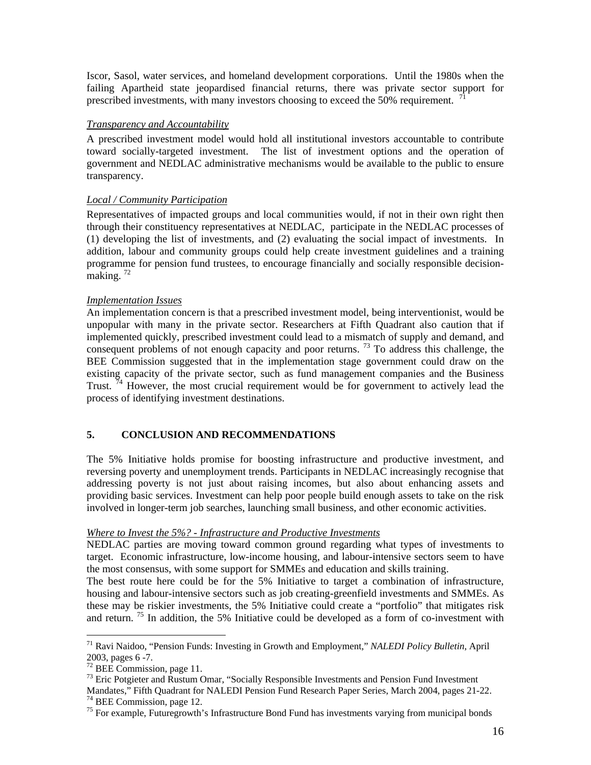Iscor, Sasol, water services, and homeland development corporations. Until the 1980s when the failing Apartheid state jeopardised financial returns, there was private sector support for prescribed investments, with many investors choosing to exceed the 50% requirement. [71]

*Transparency and Accountability*

A prescribed investment model would hold all institutional investors accountable to contribute toward socially-targeted investment. The list of investment options and the operation of government and NEDLAC administrative mechanisms would be available to the public to ensure transparency.

*Local / Community Participation*

Representatives of impacted groups and local communities would, if not in their own right then through their constituency representatives at NEDLAC, participate in the NEDLAC processes of (1) developing the list of investments, and (2) evaluating the social impact of investments. In addition, labour and community groups could help create investment guidelines and a training programme for pension fund trustees, to encourage financially and socially responsible decision-making. [72]

*Implementation Issues*

An implementation concern is that a prescribed investment model, being interventionist, would be unpopular with many in the private sector. Researchers at Fifth Quadrant also caution that if implemented quickly, prescribed investment could lead to a mismatch of supply and demand, and consequent problems of not enough capacity and poor returns. [73] To address this challenge, the BEE Commission suggested that in the implementation stage government could draw on the existing capacity of the private sector, such as fund management companies and the Business Trust. [74] However, the most crucial requirement would be for government to actively lead the process of identifying investment destinations.

## 5. CONCLUSION AND RECOMMENDATIONS

The 5% Initiative holds promise for boosting infrastructure and productive investment, and reversing poverty and unemployment trends. Participants in NEDLAC increasingly recognise that addressing poverty is not just about raising incomes, but also about enhancing assets and providing basic services. Investment can help poor people build enough assets to take on the risk involved in longer-term job searches, launching small business, and other economic activities.

*Where to Invest the 5%? - Infrastructure and Productive Investments*

NEDLAC parties are moving toward common ground regarding what types of investments to target. Economic infrastructure, low-income housing, and labour-intensive sectors seem to have the most consensus, with some support for SMMEs and education and skills training.

The best route here could be for the 5% Initiative to target a combination of infrastructure, housing and labour-intensive sectors such as job creating-greenfield investments and SMMEs. As these may be riskier investments, the 5% Initiative could create a "portfolio" that mitigates risk and return. [75] In addition, the 5% Initiative could be developed as a form of co-investment with

---

[71] Ravi Naidoo, "Pension Funds: Investing in Growth and Employment," *NALEDI Policy Bulletin*, April 2003, pages 6 -7.

[72] BEE Commission, page 11.

[73] Eric Potgieter and Rustum Omar, "Socially Responsible Investments and Pension Fund Investment Mandates," Fifth Quadrant for NALEDI Pension Fund Research Paper Series, March 2004, pages 21-22.

[74] BEE Commission, page 12.

[75] For example, Futuregrowth's Infrastructure Bond Fund has investments varying from municipal bonds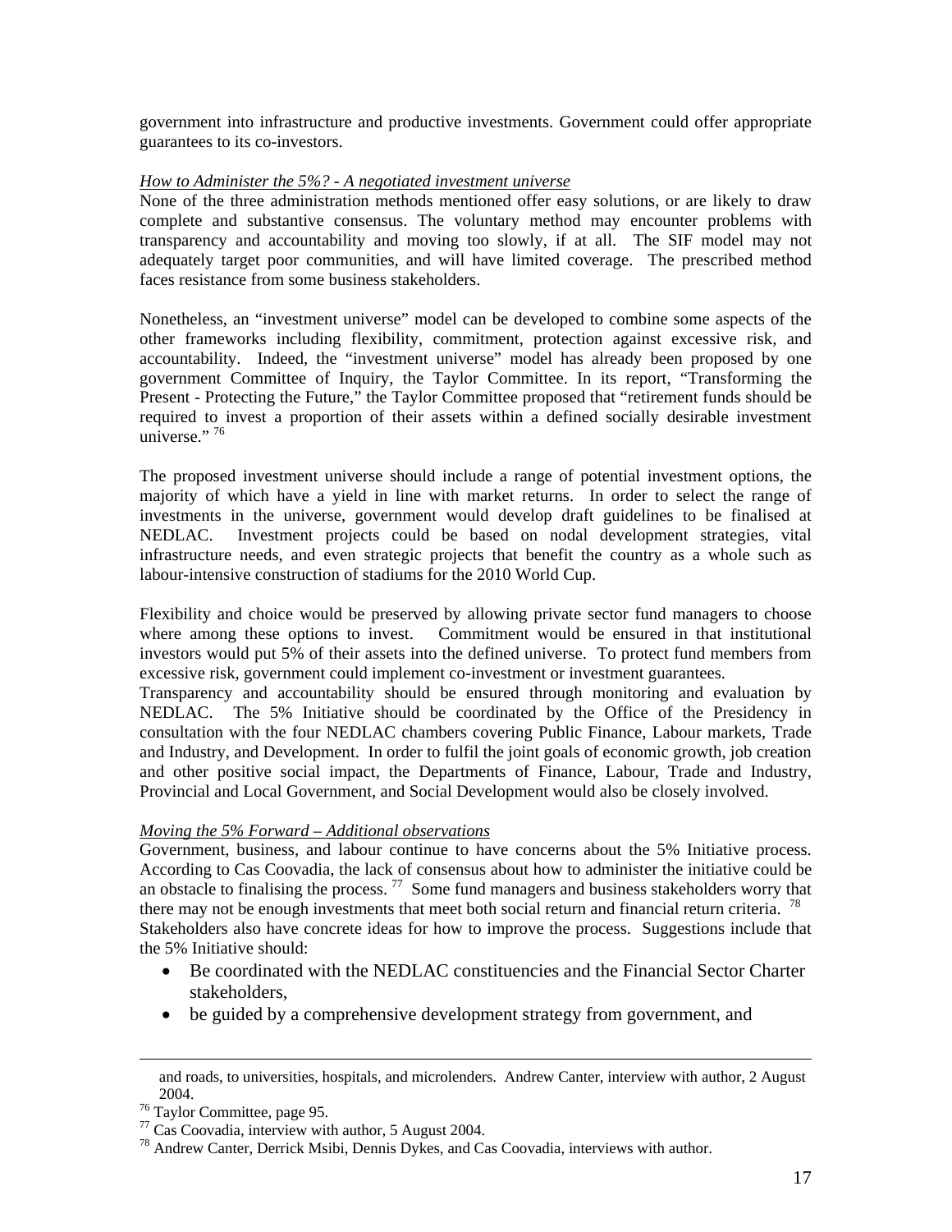government into infrastructure and productive investments. Government could offer appropriate guarantees to its co-investors.

*How to Administer the 5%? - A negotiated investment universe*

None of the three administration methods mentioned offer easy solutions, or are likely to draw complete and substantive consensus. The voluntary method may encounter problems with transparency and accountability and moving too slowly, if at all. The SIF model may not adequately target poor communities, and will have limited coverage. The prescribed method faces resistance from some business stakeholders.

Nonetheless, an "investment universe" model can be developed to combine some aspects of the other frameworks including flexibility, commitment, protection against excessive risk, and accountability. Indeed, the "investment universe" model has already been proposed by one government Committee of Inquiry, the Taylor Committee. In its report, "Transforming the Present - Protecting the Future," the Taylor Committee proposed that "retirement funds should be required to invest a proportion of their assets within a defined socially desirable investment universe." [76]

The proposed investment universe should include a range of potential investment options, the majority of which have a yield in line with market returns. In order to select the range of investments in the universe, government would develop draft guidelines to be finalised at NEDLAC. Investment projects could be based on nodal development strategies, vital infrastructure needs, and even strategic projects that benefit the country as a whole such as labour-intensive construction of stadiums for the 2010 World Cup.

Flexibility and choice would be preserved by allowing private sector fund managers to choose where among these options to invest. Commitment would be ensured in that institutional investors would put 5% of their assets into the defined universe. To protect fund members from excessive risk, government could implement co-investment or investment guarantees.

Transparency and accountability should be ensured through monitoring and evaluation by NEDLAC. The 5% Initiative should be coordinated by the Office of the Presidency in consultation with the four NEDLAC chambers covering Public Finance, Labour markets, Trade and Industry, and Development. In order to fulfil the joint goals of economic growth, job creation and other positive social impact, the Departments of Finance, Labour, Trade and Industry, Provincial and Local Government, and Social Development would also be closely involved.

*Moving the 5% Forward – Additional observations*

Government, business, and labour continue to have concerns about the 5% Initiative process. According to Cas Coovadia, the lack of consensus about how to administer the initiative could be an obstacle to finalising the process. [77] Some fund managers and business stakeholders worry that there may not be enough investments that meet both social return and financial return criteria. [78]

Stakeholders also have concrete ideas for how to improve the process. Suggestions include that the 5% Initiative should:

- Be coordinated with the NEDLAC constituencies and the Financial Sector Charter stakeholders,
- be guided by a comprehensive development strategy from government, and

---

and roads, to universities, hospitals, and microlenders. Andrew Canter, interview with author, 2 August 2004.

[76] Taylor Committee, page 95.

[77] Cas Coovadia, interview with author, 5 August 2004.

[78] Andrew Canter, Derrick Msibi, Dennis Dykes, and Cas Coovadia, interviews with author.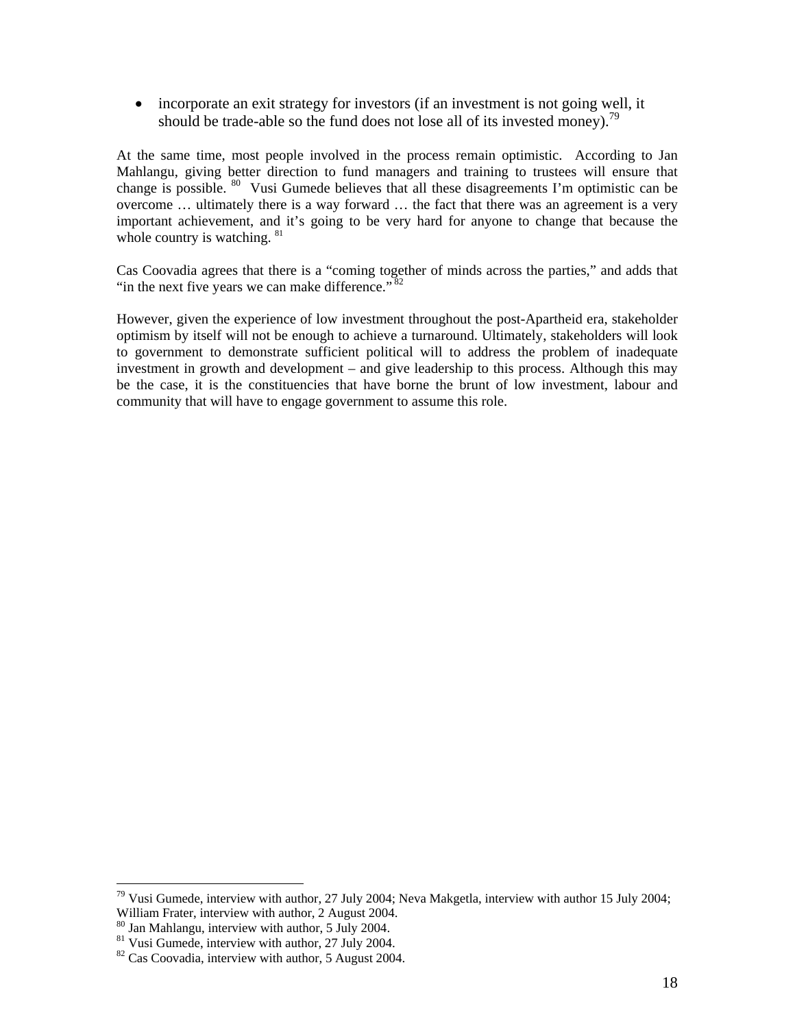- incorporate an exit strategy for investors (if an investment is not going well, it should be trade-able so the fund does not lose all of its invested money).[79]

At the same time, most people involved in the process remain optimistic. According to Jan Mahlangu, giving better direction to fund managers and training to trustees will ensure that change is possible. [80] Vusi Gumede believes that all these disagreements I'm optimistic can be overcome … ultimately there is a way forward … the fact that there was an agreement is a very important achievement, and it's going to be very hard for anyone to change that because the whole country is watching. [81]

Cas Coovadia agrees that there is a "coming together of minds across the parties," and adds that "in the next five years we can make difference." [82]

However, given the experience of low investment throughout the post-Apartheid era, stakeholder optimism by itself will not be enough to achieve a turnaround. Ultimately, stakeholders will look to government to demonstrate sufficient political will to address the problem of inadequate investment in growth and development – and give leadership to this process. Although this may be the case, it is the constituencies that have borne the brunt of low investment, labour and community that will have to engage government to assume this role.

---

[79] Vusi Gumede, interview with author, 27 July 2004; Neva Makgetla, interview with author 15 July 2004; William Frater, interview with author, 2 August 2004.
[80] Jan Mahlangu, interview with author, 5 July 2004.
[81] Vusi Gumede, interview with author, 27 July 2004.
[82] Cas Coovadia, interview with author, 5 August 2004.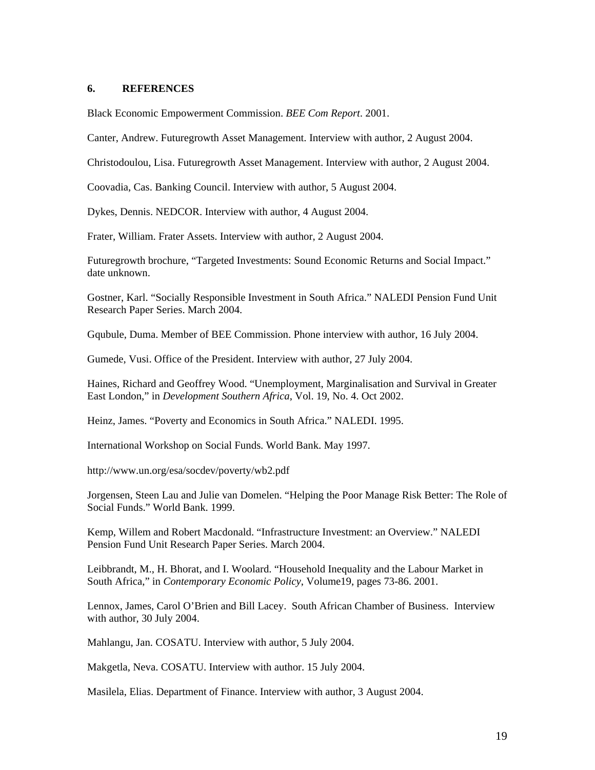## 6. REFERENCES

Black Economic Empowerment Commission. *BEE Com Report*. 2001.

Canter, Andrew. Futuregrowth Asset Management. Interview with author, 2 August 2004.

Christodoulou, Lisa. Futuregrowth Asset Management. Interview with author, 2 August 2004.

Coovadia, Cas. Banking Council. Interview with author, 5 August 2004.

Dykes, Dennis. NEDCOR. Interview with author, 4 August 2004.

Frater, William. Frater Assets. Interview with author, 2 August 2004.

Futuregrowth brochure, "Targeted Investments: Sound Economic Returns and Social Impact." date unknown.

Gostner, Karl. "Socially Responsible Investment in South Africa." NALEDI Pension Fund Unit Research Paper Series. March 2004.

Gqubule, Duma. Member of BEE Commission. Phone interview with author, 16 July 2004.

Gumede, Vusi. Office of the President. Interview with author, 27 July 2004.

Haines, Richard and Geoffrey Wood. "Unemployment, Marginalisation and Survival in Greater East London," in *Development Southern Africa*, Vol. 19, No. 4. Oct 2002.

Heinz, James. "Poverty and Economics in South Africa." NALEDI. 1995.

International Workshop on Social Funds. World Bank. May 1997.

http://www.un.org/esa/socdev/poverty/wb2.pdf

Jorgensen, Steen Lau and Julie van Domelen. "Helping the Poor Manage Risk Better: The Role of Social Funds." World Bank. 1999.

Kemp, Willem and Robert Macdonald. "Infrastructure Investment: an Overview." NALEDI Pension Fund Unit Research Paper Series. March 2004.

Leibbrandt, M., H. Bhorat, and I. Woolard. "Household Inequality and the Labour Market in South Africa," in *Contemporary Economic Policy*, Volume19, pages 73-86. 2001.

Lennox, James, Carol O'Brien and Bill Lacey. South African Chamber of Business. Interview with author, 30 July 2004.

Mahlangu, Jan. COSATU. Interview with author, 5 July 2004.

Makgetla, Neva. COSATU. Interview with author. 15 July 2004.

Masilela, Elias. Department of Finance. Interview with author, 3 August 2004.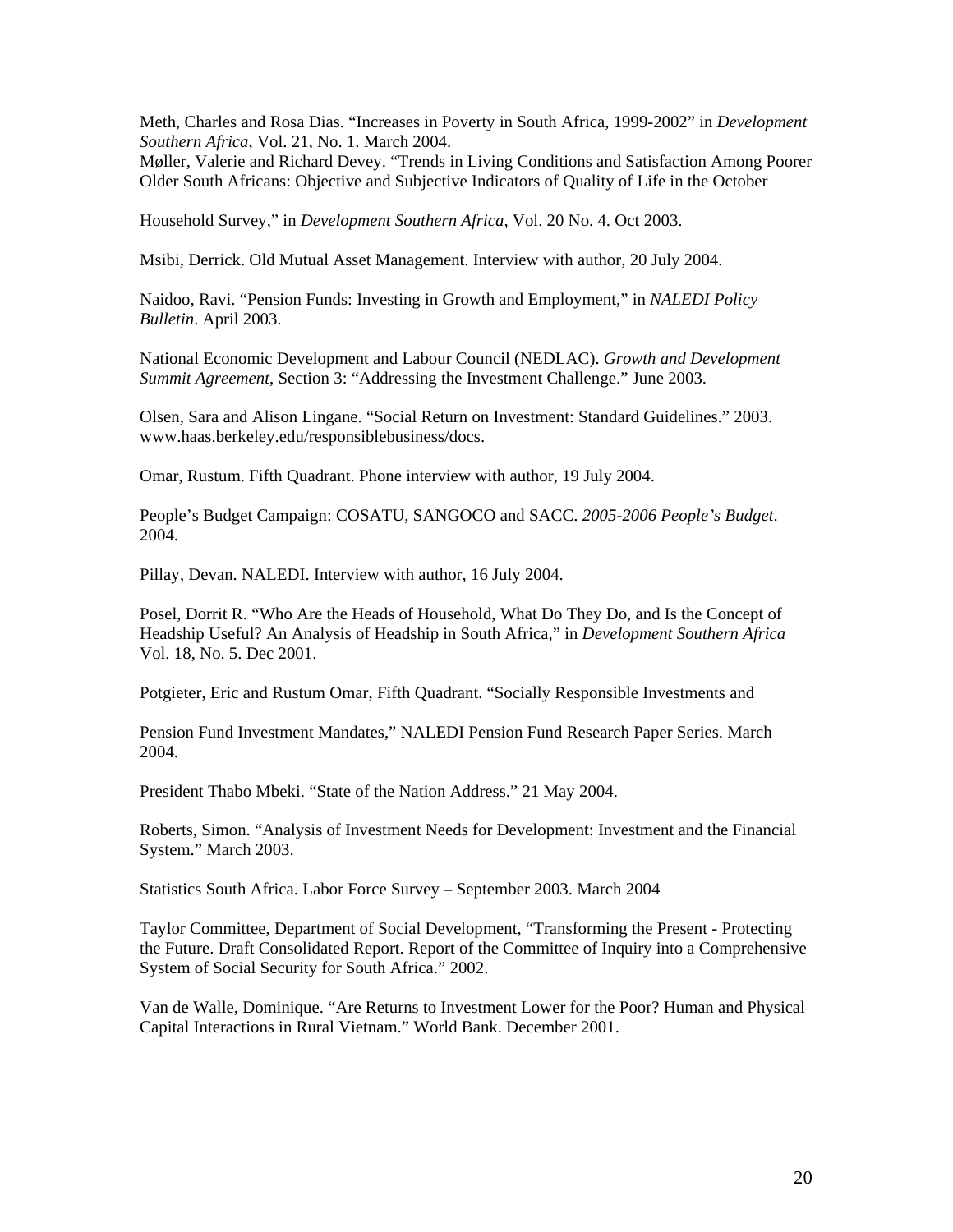Meth, Charles and Rosa Dias. "Increases in Poverty in South Africa, 1999-2002" in *Development Southern Africa*, Vol. 21, No. 1. March 2004.
Møller, Valerie and Richard Devey. "Trends in Living Conditions and Satisfaction Among Poorer Older South Africans: Objective and Subjective Indicators of Quality of Life in the October Household Survey," in *Development Southern Africa*, Vol. 20 No. 4. Oct 2003.

Msibi, Derrick. Old Mutual Asset Management. Interview with author, 20 July 2004.

Naidoo, Ravi. "Pension Funds: Investing in Growth and Employment," in *NALEDI Policy Bulletin*. April 2003.

National Economic Development and Labour Council (NEDLAC). *Growth and Development Summit Agreement*, Section 3: "Addressing the Investment Challenge." June 2003.

Olsen, Sara and Alison Lingane. "Social Return on Investment: Standard Guidelines." 2003. www.haas.berkeley.edu/responsiblebusiness/docs.

Omar, Rustum. Fifth Quadrant. Phone interview with author, 19 July 2004.

People's Budget Campaign: COSATU, SANGOCO and SACC. *2005-2006 People's Budget*. 2004.

Pillay, Devan. NALEDI. Interview with author, 16 July 2004.

Posel, Dorrit R. "Who Are the Heads of Household, What Do They Do, and Is the Concept of Headship Useful? An Analysis of Headship in South Africa," in *Development Southern Africa* Vol. 18, No. 5. Dec 2001.

Potgieter, Eric and Rustum Omar, Fifth Quadrant. "Socially Responsible Investments and Pension Fund Investment Mandates," NALEDI Pension Fund Research Paper Series. March 2004.

President Thabo Mbeki. "State of the Nation Address." 21 May 2004.

Roberts, Simon. "Analysis of Investment Needs for Development: Investment and the Financial System." March 2003.

Statistics South Africa. Labor Force Survey – September 2003. March 2004

Taylor Committee, Department of Social Development, "Transforming the Present - Protecting the Future. Draft Consolidated Report. Report of the Committee of Inquiry into a Comprehensive System of Social Security for South Africa." 2002.

Van de Walle, Dominique. "Are Returns to Investment Lower for the Poor? Human and Physical Capital Interactions in Rural Vietnam." World Bank. December 2001.